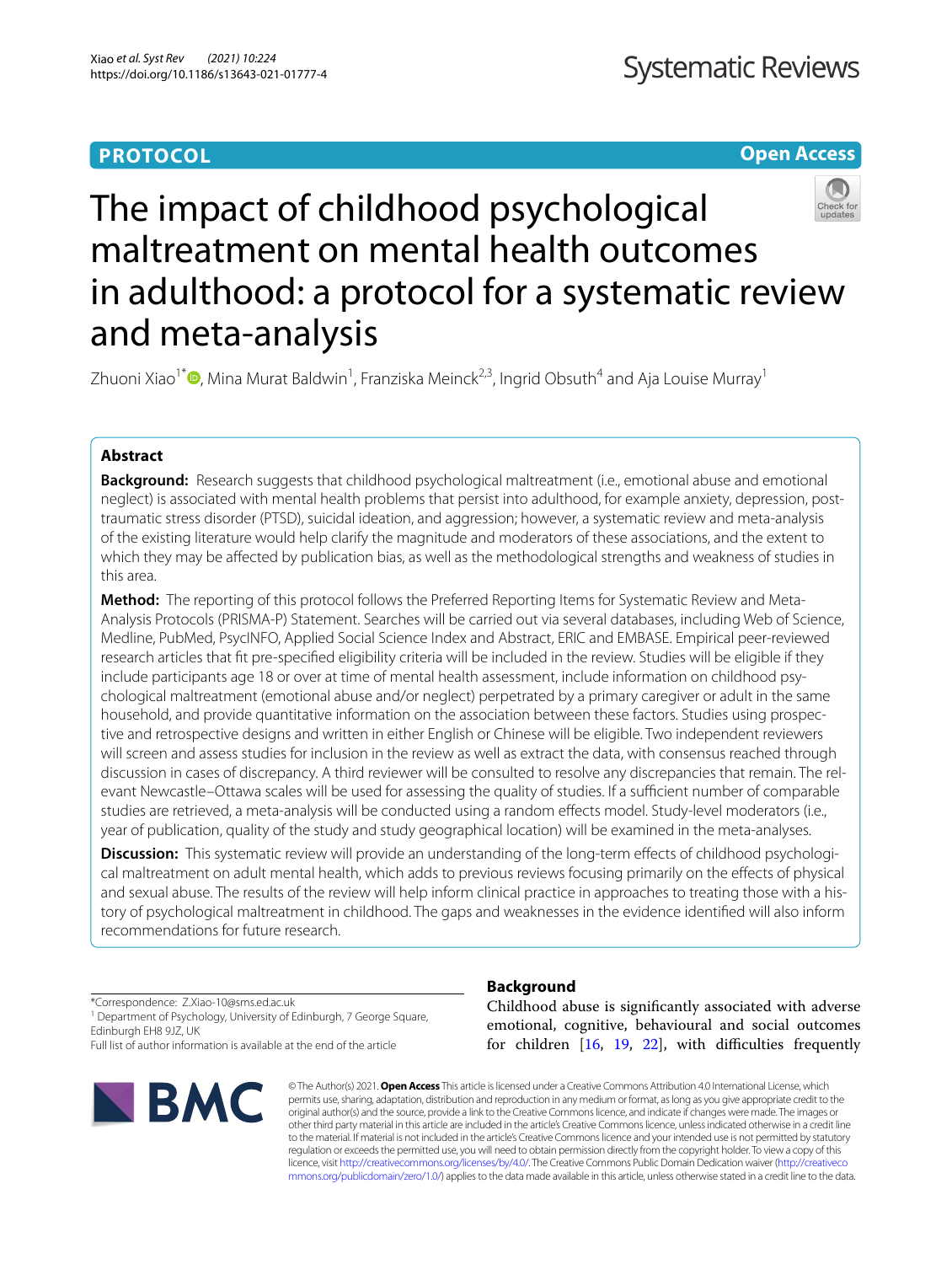PROTOCOL

Open Access

# The impact of childhood psychological maltreatment on mental health outcomes in adulthood: a protocol for a systematic review and meta-analysis

Zhuoni Xiao[1*], Mina Murat Baldwin[1], Franziska Meinck[2,3], Ingrid Obsuth[4] and Aja Louise Murray[1]

## Abstract

**Background:** Research suggests that childhood psychological maltreatment (i.e., emotional abuse and emotional neglect) is associated with mental health problems that persist into adulthood, for example anxiety, depression, post-traumatic stress disorder (PTSD), suicidal ideation, and aggression; however, a systematic review and meta-analysis of the existing literature would help clarify the magnitude and moderators of these associations, and the extent to which they may be affected by publication bias, as well as the methodological strengths and weakness of studies in this area.

**Method:** The reporting of this protocol follows the Preferred Reporting Items for Systematic Review and Meta-Analysis Protocols (PRISMA-P) Statement. Searches will be carried out via several databases, including Web of Science, Medline, PubMed, PsycINFO, Applied Social Science Index and Abstract, ERIC and EMBASE. Empirical peer-reviewed research articles that fit pre-specified eligibility criteria will be included in the review. Studies will be eligible if they include participants age 18 or over at time of mental health assessment, include information on childhood psychological maltreatment (emotional abuse and/or neglect) perpetrated by a primary caregiver or adult in the same household, and provide quantitative information on the association between these factors. Studies using prospective and retrospective designs and written in either English or Chinese will be eligible. Two independent reviewers will screen and assess studies for inclusion in the review as well as extract the data, with consensus reached through discussion in cases of discrepancy. A third reviewer will be consulted to resolve any discrepancies that remain. The relevant Newcastle–Ottawa scales will be used for assessing the quality of studies. If a sufficient number of comparable studies are retrieved, a meta-analysis will be conducted using a random effects model. Study-level moderators (i.e., year of publication, quality of the study and study geographical location) will be examined in the meta-analyses.

**Discussion:** This systematic review will provide an understanding of the long-term effects of childhood psychological maltreatment on adult mental health, which adds to previous reviews focusing primarily on the effects of physical and sexual abuse. The results of the review will help inform clinical practice in approaches to treating those with a history of psychological maltreatment in childhood. The gaps and weaknesses in the evidence identified will also inform recommendations for future research.

*Correspondence: Z.Xiao-10@sms.ed.ac.uk
[1] Department of Psychology, University of Edinburgh, 7 George Square, Edinburgh EH8 9JZ, UK
Full list of author information is available at the end of the article

## Background

Childhood abuse is significantly associated with adverse emotional, cognitive, behavioural and social outcomes for children [16, 19, 22], with difficulties frequently

© The Author(s) 2021. **Open Access** This article is licensed under a Creative Commons Attribution 4.0 International License, which permits use, sharing, adaptation, distribution and reproduction in any medium or format, as long as you give appropriate credit to the original author(s) and the source, provide a link to the Creative Commons licence, and indicate if changes were made. The images or other third party material in this article are included in the article's Creative Commons licence, unless indicated otherwise in a credit line to the material. If material is not included in the article's Creative Commons licence and your intended use is not permitted by statutory regulation or exceeds the permitted use, you will need to obtain permission directly from the copyright holder. To view a copy of this licence, visit http://creativecommons.org/licenses/by/4.0/. The Creative Commons Public Domain Dedication waiver (http://creativecommons.org/publicdomain/zero/1.0/) applies to the data made available in this article, unless otherwise stated in a credit line to the data.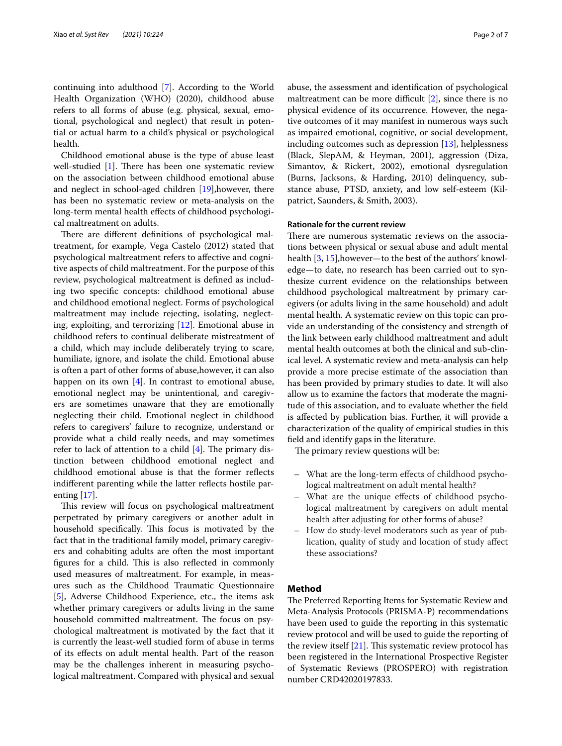continuing into adulthood [7]. According to the World Health Organization (WHO) (2020), childhood abuse refers to all forms of abuse (e.g. physical, sexual, emotional, psychological and neglect) that result in potential or actual harm to a child's physical or psychological health.

Childhood emotional abuse is the type of abuse least well-studied [1]. There has been one systematic review on the association between childhood emotional abuse and neglect in school-aged children [19],however, there has been no systematic review or meta-analysis on the long-term mental health effects of childhood psychological maltreatment on adults.

There are different definitions of psychological maltreatment, for example, Vega Castelo (2012) stated that psychological maltreatment refers to affective and cognitive aspects of child maltreatment. For the purpose of this review, psychological maltreatment is defined as including two specific concepts: childhood emotional abuse and childhood emotional neglect. Forms of psychological maltreatment may include rejecting, isolating, neglecting, exploiting, and terrorizing [12]. Emotional abuse in childhood refers to continual deliberate mistreatment of a child, which may include deliberately trying to scare, humiliate, ignore, and isolate the child. Emotional abuse is often a part of other forms of abuse,however, it can also happen on its own [4]. In contrast to emotional abuse, emotional neglect may be unintentional, and caregivers are sometimes unaware that they are emotionally neglecting their child. Emotional neglect in childhood refers to caregivers' failure to recognize, understand or provide what a child really needs, and may sometimes refer to lack of attention to a child [4]. The primary distinction between childhood emotional neglect and childhood emotional abuse is that the former reflects indifferent parenting while the latter reflects hostile parenting [17].

This review will focus on psychological maltreatment perpetrated by primary caregivers or another adult in household specifically. This focus is motivated by the fact that in the traditional family model, primary caregivers and cohabiting adults are often the most important figures for a child. This is also reflected in commonly used measures of maltreatment. For example, in measures such as the Childhood Traumatic Questionnaire [5], Adverse Childhood Experience, etc., the items ask whether primary caregivers or adults living in the same household committed maltreatment. The focus on psychological maltreatment is motivated by the fact that it is currently the least-well studied form of abuse in terms of its effects on adult mental health. Part of the reason may be the challenges inherent in measuring psychological maltreatment. Compared with physical and sexual abuse, the assessment and identification of psychological maltreatment can be more difficult [2], since there is no physical evidence of its occurrence. However, the negative outcomes of it may manifest in numerous ways such as impaired emotional, cognitive, or social development, including outcomes such as depression [13], helplessness (Black, SlepAM, & Heyman, 2001), aggression (Diza, Simantov, & Rickert, 2002), emotional dysregulation (Burns, Jacksons, & Harding, 2010) delinquency, substance abuse, PTSD, anxiety, and low self-esteem (Kilpatric, Saunders, & Smith, 2003).

### Rationale for the current review

There are numerous systematic reviews on the associations between physical or sexual abuse and adult mental health [3, 15],however—to the best of the authors' knowledge—to date, no research has been carried out to synthesize current evidence on the relationships between childhood psychological maltreatment by primary caregivers (or adults living in the same household) and adult mental health. A systematic review on this topic can provide an understanding of the consistency and strength of the link between early childhood maltreatment and adult mental health outcomes at both the clinical and sub-clinical level. A systematic review and meta-analysis can help provide a more precise estimate of the association than has been provided by primary studies to date. It will also allow us to examine the factors that moderate the magnitude of this association, and to evaluate whether the field is affected by publication bias. Further, it will provide a characterization of the quality of empirical studies in this field and identify gaps in the literature.

The primary review questions will be:

- What are the long-term effects of childhood psychological maltreatment on adult mental health?
- What are the unique effects of childhood psychological maltreatment by caregivers on adult mental health after adjusting for other forms of abuse?
- How do study-level moderators such as year of publication, quality of study and location of study affect these associations?

## Method

The Preferred Reporting Items for Systematic Review and Meta-Analysis Protocols (PRISMA-P) recommendations have been used to guide the reporting in this systematic review protocol and will be used to guide the reporting of the review itself [21]. This systematic review protocol has been registered in the International Prospective Register of Systematic Reviews (PROSPERO) with registration number CRD42020197833.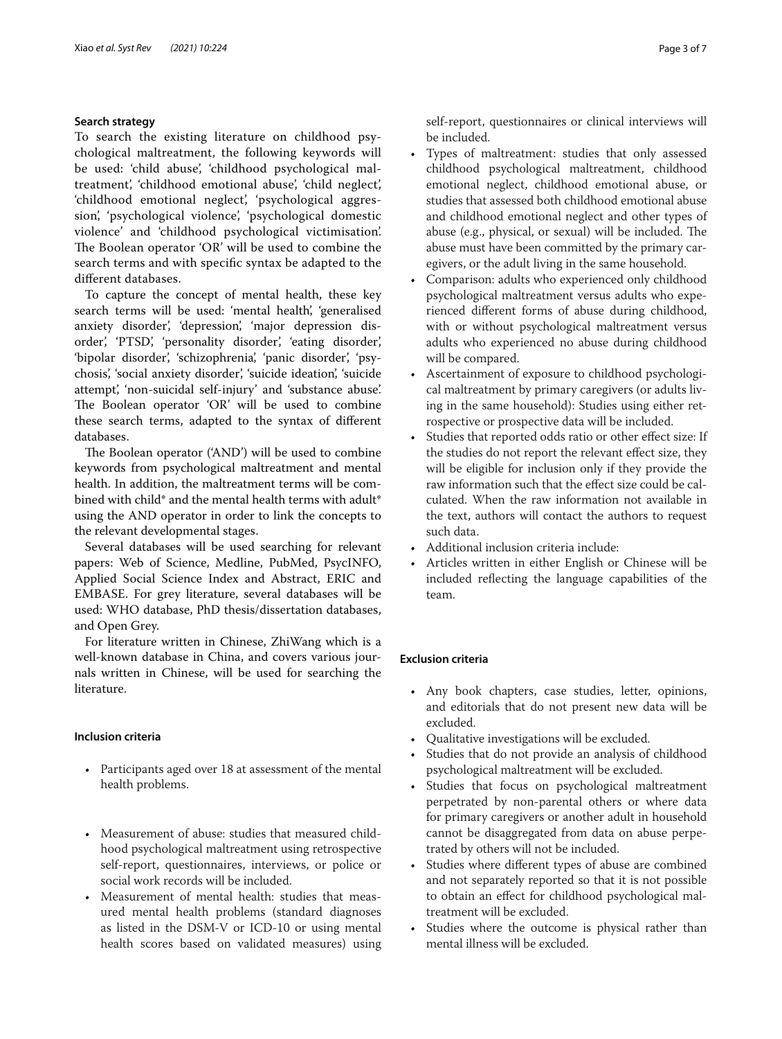## Search strategy

To search the existing literature on childhood psychological maltreatment, the following keywords will be used: 'child abuse', 'childhood psychological maltreatment', 'childhood emotional abuse', 'child neglect', 'childhood emotional neglect', 'psychological aggression', 'psychological violence', 'psychological domestic violence' and 'childhood psychological victimisation'. The Boolean operator 'OR' will be used to combine the search terms and with specific syntax be adapted to the different databases.

To capture the concept of mental health, these key search terms will be used: 'mental health', 'generalised anxiety disorder', 'depression', 'major depression disorder', 'PTSD', 'personality disorder', 'eating disorder', 'bipolar disorder', 'schizophrenia', 'panic disorder', 'psychosis', 'social anxiety disorder', 'suicide ideation', 'suicide attempt', 'non-suicidal self-injury' and 'substance abuse'. The Boolean operator 'OR' will be used to combine these search terms, adapted to the syntax of different databases.

The Boolean operator ('AND') will be used to combine keywords from psychological maltreatment and mental health. In addition, the maltreatment terms will be combined with child* and the mental health terms with adult* using the AND operator in order to link the concepts to the relevant developmental stages.

Several databases will be used searching for relevant papers: Web of Science, Medline, PubMed, PsycINFO, Applied Social Science Index and Abstract, ERIC and EMBASE. For grey literature, several databases will be used: WHO database, PhD thesis/dissertation databases, and Open Grey.

For literature written in Chinese, ZhiWang which is a well-known database in China, and covers various journals written in Chinese, will be used for searching the literature.

## Inclusion criteria

- Participants aged over 18 at assessment of the mental health problems.
- Measurement of abuse: studies that measured childhood psychological maltreatment using retrospective self-report, questionnaires, interviews, or police or social work records will be included.
- Measurement of mental health: studies that measured mental health problems (standard diagnoses as listed in the DSM-V or ICD-10 or using mental health scores based on validated measures) using self-report, questionnaires or clinical interviews will be included.
- Types of maltreatment: studies that only assessed childhood psychological maltreatment, childhood emotional neglect, childhood emotional abuse, or studies that assessed both childhood emotional abuse and childhood emotional neglect and other types of abuse (e.g., physical, or sexual) will be included. The abuse must have been committed by the primary caregivers, or the adult living in the same household.
- Comparison: adults who experienced only childhood psychological maltreatment versus adults who experienced different forms of abuse during childhood, with or without psychological maltreatment versus adults who experienced no abuse during childhood will be compared.
- Ascertainment of exposure to childhood psychological maltreatment by primary caregivers (or adults living in the same household): Studies using either retrospective or prospective data will be included.
- Studies that reported odds ratio or other effect size: If the studies do not report the relevant effect size, they will be eligible for inclusion only if they provide the raw information such that the effect size could be calculated. When the raw information not available in the text, authors will contact the authors to request such data.
- Additional inclusion criteria include:
- Articles written in either English or Chinese will be included reflecting the language capabilities of the team.

## Exclusion criteria

- Any book chapters, case studies, letter, opinions, and editorials that do not present new data will be excluded.
- Qualitative investigations will be excluded.
- Studies that do not provide an analysis of childhood psychological maltreatment will be excluded.
- Studies that focus on psychological maltreatment perpetrated by non-parental others or where data for primary caregivers or another adult in household cannot be disaggregated from data on abuse perpetrated by others will not be included.
- Studies where different types of abuse are combined and not separately reported so that it is not possible to obtain an effect for childhood psychological maltreatment will be excluded.
- Studies where the outcome is physical rather than mental illness will be excluded.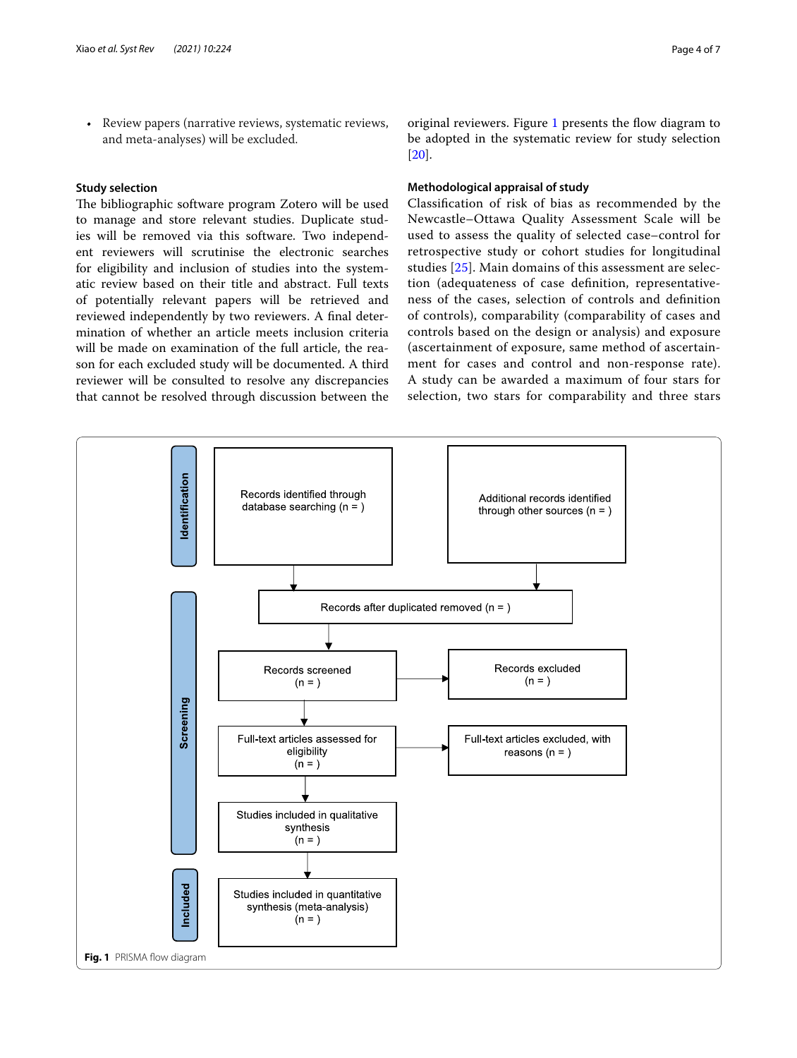- Review papers (narrative reviews, systematic reviews, and meta-analyses) will be excluded.

### Study selection

The bibliographic software program Zotero will be used to manage and store relevant studies. Duplicate studies will be removed via this software. Two independent reviewers will scrutinise the electronic searches for eligibility and inclusion of studies into the systematic review based on their title and abstract. Full texts of potentially relevant papers will be retrieved and reviewed independently by two reviewers. A final determination of whether an article meets inclusion criteria will be made on examination of the full article, the reason for each excluded study will be documented. A third reviewer will be consulted to resolve any discrepancies that cannot be resolved through discussion between the original reviewers. Figure 1 presents the flow diagram to be adopted in the systematic review for study selection [20].

### Methodological appraisal of study

Classification of risk of bias as recommended by the Newcastle–Ottawa Quality Assessment Scale will be used to assess the quality of selected case–control for retrospective study or cohort studies for longitudinal studies [25]. Main domains of this assessment are selection (adequateness of case definition, representativeness of the cases, selection of controls and definition of controls), comparability (comparability of cases and controls based on the design or analysis) and exposure (ascertainment of exposure, same method of ascertainment for cases and control and non-response rate). A study can be awarded a maximum of four stars for selection, two stars for comparability and three stars

**Identification**

- Records identified through database searching (n = )
- Additional records identified through other sources (n = )

**Screening**

- Records after duplicated removed (n = )
- Records screened (n = ) → Records excluded (n = )
- Full-text articles assessed for eligibility (n = ) → Full-text articles excluded, with reasons (n = )
- Studies included in qualitative synthesis (n = )

**Included**

- Studies included in quantitative synthesis (meta-analysis) (n = )

**Fig. 1** PRISMA flow diagram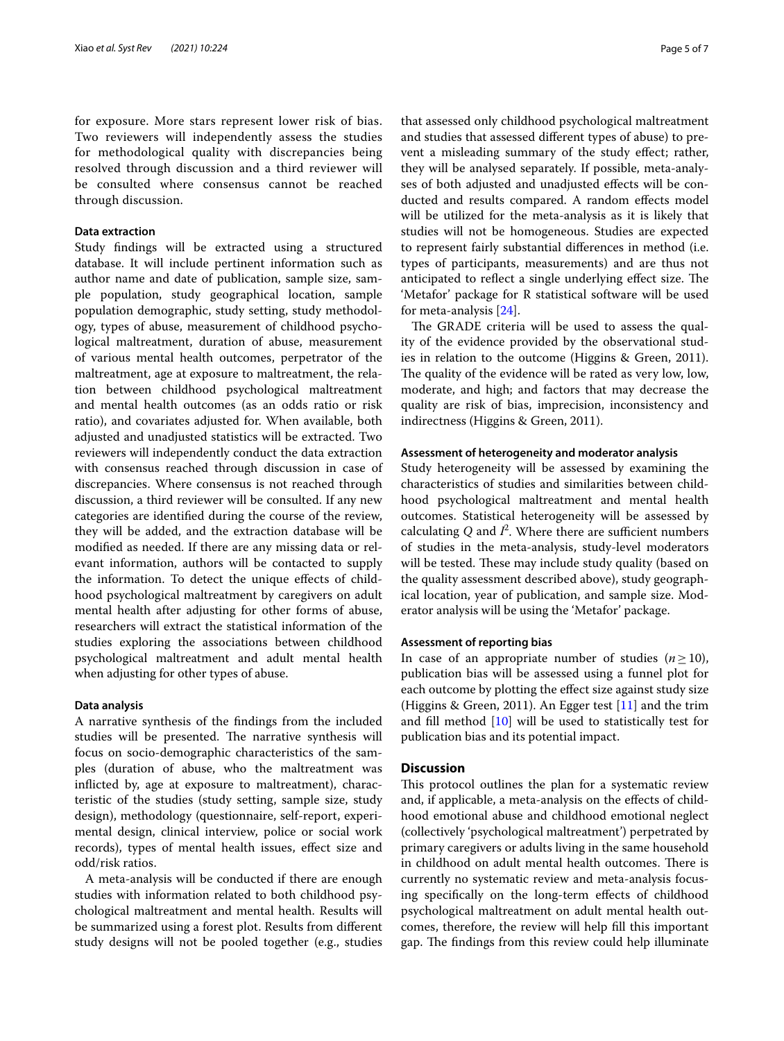for exposure. More stars represent lower risk of bias. Two reviewers will independently assess the studies for methodological quality with discrepancies being resolved through discussion and a third reviewer will be consulted where consensus cannot be reached through discussion.

### Data extraction

Study findings will be extracted using a structured database. It will include pertinent information such as author name and date of publication, sample size, sample population, study geographical location, sample population demographic, study setting, study methodology, types of abuse, measurement of childhood psychological maltreatment, duration of abuse, measurement of various mental health outcomes, perpetrator of the maltreatment, age at exposure to maltreatment, the relation between childhood psychological maltreatment and mental health outcomes (as an odds ratio or risk ratio), and covariates adjusted for. When available, both adjusted and unadjusted statistics will be extracted. Two reviewers will independently conduct the data extraction with consensus reached through discussion in case of discrepancies. Where consensus is not reached through discussion, a third reviewer will be consulted. If any new categories are identified during the course of the review, they will be added, and the extraction database will be modified as needed. If there are any missing data or relevant information, authors will be contacted to supply the information. To detect the unique effects of childhood psychological maltreatment by caregivers on adult mental health after adjusting for other forms of abuse, researchers will extract the statistical information of the studies exploring the associations between childhood psychological maltreatment and adult mental health when adjusting for other types of abuse.

### Data analysis

A narrative synthesis of the findings from the included studies will be presented. The narrative synthesis will focus on socio-demographic characteristics of the samples (duration of abuse, who the maltreatment was inflicted by, age at exposure to maltreatment), characteristic of the studies (study setting, sample size, study design), methodology (questionnaire, self-report, experimental design, clinical interview, police or social work records), types of mental health issues, effect size and odd/risk ratios.

A meta-analysis will be conducted if there are enough studies with information related to both childhood psychological maltreatment and mental health. Results will be summarized using a forest plot. Results from different study designs will not be pooled together (e.g., studies that assessed only childhood psychological maltreatment and studies that assessed different types of abuse) to prevent a misleading summary of the study effect; rather, they will be analysed separately. If possible, meta-analyses of both adjusted and unadjusted effects will be conducted and results compared. A random effects model will be utilized for the meta-analysis as it is likely that studies will not be homogeneous. Studies are expected to represent fairly substantial differences in method (i.e. types of participants, measurements) and are thus not anticipated to reflect a single underlying effect size. The 'Metafor' package for R statistical software will be used for meta-analysis [24].

The GRADE criteria will be used to assess the quality of the evidence provided by the observational studies in relation to the outcome (Higgins & Green, 2011). The quality of the evidence will be rated as very low, low, moderate, and high; and factors that may decrease the quality are risk of bias, imprecision, inconsistency and indirectness (Higgins & Green, 2011).

### Assessment of heterogeneity and moderator analysis

Study heterogeneity will be assessed by examining the characteristics of studies and similarities between childhood psychological maltreatment and mental health outcomes. Statistical heterogeneity will be assessed by calculating $Q$ and $I^2$. Where there are sufficient numbers of studies in the meta-analysis, study-level moderators will be tested. These may include study quality (based on the quality assessment described above), study geographical location, year of publication, and sample size. Moderator analysis will be using the 'Metafor' package.

### Assessment of reporting bias

In case of an appropriate number of studies ($n \geq 10$), publication bias will be assessed using a funnel plot for each outcome by plotting the effect size against study size (Higgins & Green, 2011). An Egger test [11] and the trim and fill method [10] will be used to statistically test for publication bias and its potential impact.

## Discussion

This protocol outlines the plan for a systematic review and, if applicable, a meta-analysis on the effects of childhood emotional abuse and childhood emotional neglect (collectively 'psychological maltreatment') perpetrated by primary caregivers or adults living in the same household in childhood on adult mental health outcomes. There is currently no systematic review and meta-analysis focusing specifically on the long-term effects of childhood psychological maltreatment on adult mental health outcomes, therefore, the review will help fill this important gap. The findings from this review could help illuminate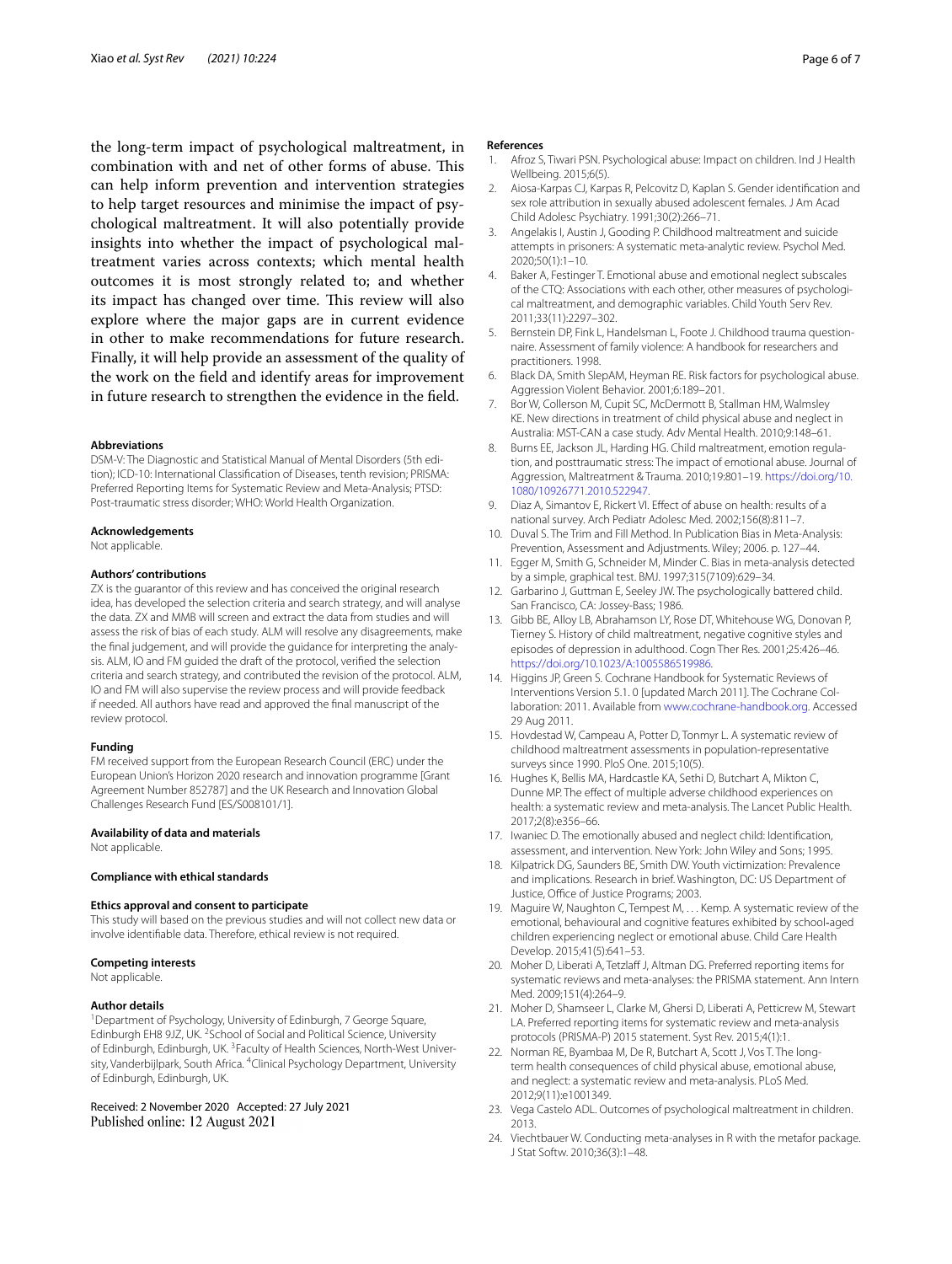the long-term impact of psychological maltreatment, in combination with and net of other forms of abuse. This can help inform prevention and intervention strategies to help target resources and minimise the impact of psychological maltreatment. It will also potentially provide insights into whether the impact of psychological maltreatment varies across contexts; which mental health outcomes it is most strongly related to; and whether its impact has changed over time. This review will also explore where the major gaps are in current evidence in other to make recommendations for future research. Finally, it will help provide an assessment of the quality of the work on the field and identify areas for improvement in future research to strengthen the evidence in the field.

#### Abbreviations

DSM-V: The Diagnostic and Statistical Manual of Mental Disorders (5th edition); ICD-10: International Classification of Diseases, tenth revision; PRISMA: Preferred Reporting Items for Systematic Review and Meta-Analysis; PTSD: Post-traumatic stress disorder; WHO: World Health Organization.

#### Acknowledgements

Not applicable.

#### Authors' contributions

ZX is the guarantor of this review and has conceived the original research idea, has developed the selection criteria and search strategy, and will analyse the data. ZX and MMB will screen and extract the data from studies and will assess the risk of bias of each study. ALM will resolve any disagreements, make the final judgement, and will provide the guidance for interpreting the analysis. ALM, IO and FM guided the draft of the protocol, verified the selection criteria and search strategy, and contributed the revision of the protocol. ALM, IO and FM will also supervise the review process and will provide feedback if needed. All authors have read and approved the final manuscript of the review protocol.

#### Funding

FM received support from the European Research Council (ERC) under the European Union's Horizon 2020 research and innovation programme [Grant Agreement Number 852787] and the UK Research and Innovation Global Challenges Research Fund [ES/S008101/1].

#### Availability of data and materials

Not applicable.

#### Compliance with ethical standards

#### Ethics approval and consent to participate

This study will based on the previous studies and will not collect new data or involve identifiable data. Therefore, ethical review is not required.

#### Competing interests

Not applicable.

#### Author details

[1]Department of Psychology, University of Edinburgh, 7 George Square, Edinburgh EH8 9JZ, UK. [2]School of Social and Political Science, University of Edinburgh, Edinburgh, UK. [3]Faculty of Health Sciences, North-West University, Vanderbijlpark, South Africa. [4]Clinical Psychology Department, University of Edinburgh, Edinburgh, UK.

Received: 2 November 2020 Accepted: 27 July 2021
Published online: 12 August 2021

#### References

1. Afroz S, Tiwari PSN. Psychological abuse: Impact on children. Ind J Health Wellbeing. 2015;6(5).
2. Aiosa-Karpas CJ, Karpas R, Pelcovitz D, Kaplan S. Gender identification and sex role attribution in sexually abused adolescent females. J Am Acad Child Adolesc Psychiatry. 1991;30(2):266–71.
3. Angelakis I, Austin J, Gooding P. Childhood maltreatment and suicide attempts in prisoners: A systematic meta-analytic review. Psychol Med. 2020;50(1):1–10.
4. Baker A, Festinger T. Emotional abuse and emotional neglect subscales of the CTQ: Associations with each other, other measures of psychological maltreatment, and demographic variables. Child Youth Serv Rev. 2011;33(11):2297–302.
5. Bernstein DP, Fink L, Handelsman L, Foote J. Childhood trauma questionnaire. Assessment of family violence: A handbook for researchers and practitioners. 1998.
6. Black DA, Smith SlepAM, Heyman RE. Risk factors for psychological abuse. Aggression Violent Behavior. 2001;6:189–201.
7. Bor W, Collerson M, Cupit SC, McDermott B, Stallman HM, Walmsley KE. New directions in treatment of child physical abuse and neglect in Australia: MST-CAN a case study. Adv Mental Health. 2010;9:148–61.
8. Burns EE, Jackson JL, Harding HG. Child maltreatment, emotion regulation, and posttraumatic stress: The impact of emotional abuse. Journal of Aggression, Maltreatment & Trauma. 2010;19:801–19. https://doi.org/10.1080/10926771.2010.522947.
9. Diaz A, Simantov E, Rickert VI. Effect of abuse on health: results of a national survey. Arch Pediatr Adolesc Med. 2002;156(8):811–7.
10. Duval S. The Trim and Fill Method. In Publication Bias in Meta-Analysis: Prevention, Assessment and Adjustments. Wiley; 2006. p. 127–44.
11. Egger M, Smith G, Schneider M, Minder C. Bias in meta-analysis detected by a simple, graphical test. BMJ. 1997;315(7109):629–34.
12. Garbarino J, Guttman E, Seeley JW. The psychologically battered child. San Francisco, CA: Jossey-Bass; 1986.
13. Gibb BE, Alloy LB, Abrahamson LY, Rose DT, Whitehouse WG, Donovan P, Tierney S. History of child maltreatment, negative cognitive styles and episodes of depression in adulthood. Cogn Ther Res. 2001;25:426–46. https://doi.org/10.1023/A:1005586519986.
14. Higgins JP, Green S. Cochrane Handbook for Systematic Reviews of Interventions Version 5.1. 0 [updated March 2011]. The Cochrane Collaboration: 2011. Available from www.cochrane-handbook.org. Accessed 29 Aug 2011.
15. Hovdestad W, Campeau A, Potter D, Tonmyr L. A systematic review of childhood maltreatment assessments in population-representative surveys since 1990. PloS One. 2015;10(5).
16. Hughes K, Bellis MA, Hardcastle KA, Sethi D, Butchart A, Mikton C, Dunne MP. The effect of multiple adverse childhood experiences on health: a systematic review and meta-analysis. The Lancet Public Health. 2017;2(8):e356–66.
17. Iwaniec D. The emotionally abused and neglect child: Identification, assessment, and intervention. New York: John Wiley and Sons; 1995.
18. Kilpatrick DG, Saunders BE, Smith DW. Youth victimization: Prevalence and implications. Research in brief. Washington, DC: US Department of Justice, Office of Justice Programs; 2003.
19. Maguire W, Naughton C, Tempest M, . . . Kemp. A systematic review of the emotional, behavioural and cognitive features exhibited by school-aged children experiencing neglect or emotional abuse. Child Care Health Develop. 2015;41(5):641–53.
20. Moher D, Liberati A, Tetzlaff J, Altman DG. Preferred reporting items for systematic reviews and meta-analyses: the PRISMA statement. Ann Intern Med. 2009;151(4):264–9.
21. Moher D, Shamseer L, Clarke M, Ghersi D, Liberati A, Petticrew M, Stewart LA. Preferred reporting items for systematic review and meta-analysis protocols (PRISMA-P) 2015 statement. Syst Rev. 2015;4(1):1.
22. Norman RE, Byambaa M, De R, Butchart A, Scott J, Vos T. The long-term health consequences of child physical abuse, emotional abuse, and neglect: a systematic review and meta-analysis. PLoS Med. 2012;9(11):e1001349.
23. Vega Castelo ADL. Outcomes of psychological maltreatment in children. 2013.
24. Viechtbauer W. Conducting meta-analyses in R with the metafor package. J Stat Softw. 2010;36(3):1–48.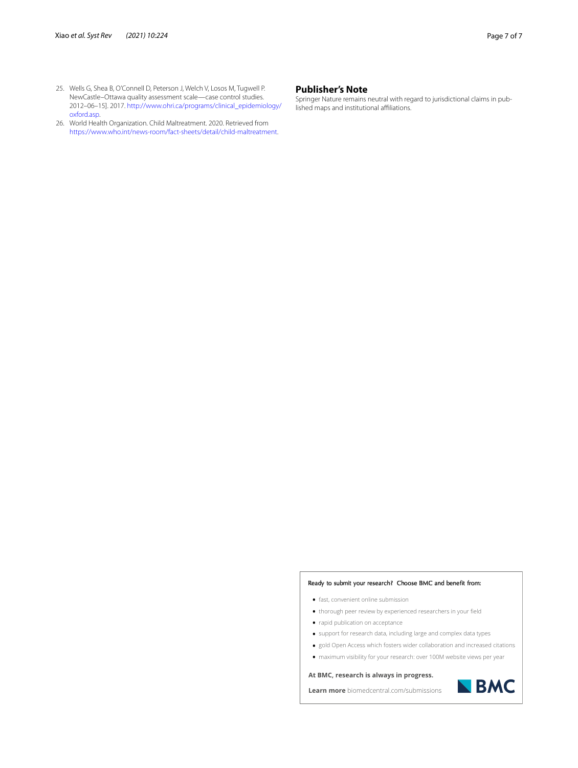25. Wells G, Shea B, O'Connell D, Peterson J, Welch V, Losos M, Tugwell P. NewCastle–Ottawa quality assessment scale—case control studies. 2012–06–15]. 2017. http://www.ohri.ca/programs/clinical_epidemiology/oxford.asp.
26. World Health Organization. Child Maltreatment. 2020. Retrieved from https://www.who.int/news-room/fact-sheets/detail/child-maltreatment.

## Publisher's Note

Springer Nature remains neutral with regard to jurisdictional claims in published maps and institutional affiliations.

Ready to submit your research? Choose BMC and benefit from:

- fast, convenient online submission
- thorough peer review by experienced researchers in your field
- rapid publication on acceptance
- support for research data, including large and complex data types
- gold Open Access which fosters wider collaboration and increased citations
- maximum visibility for your research: over 100M website views per year

**At BMC, research is always in progress.**

**Learn more** biomedcentral.com/submissions

BMC